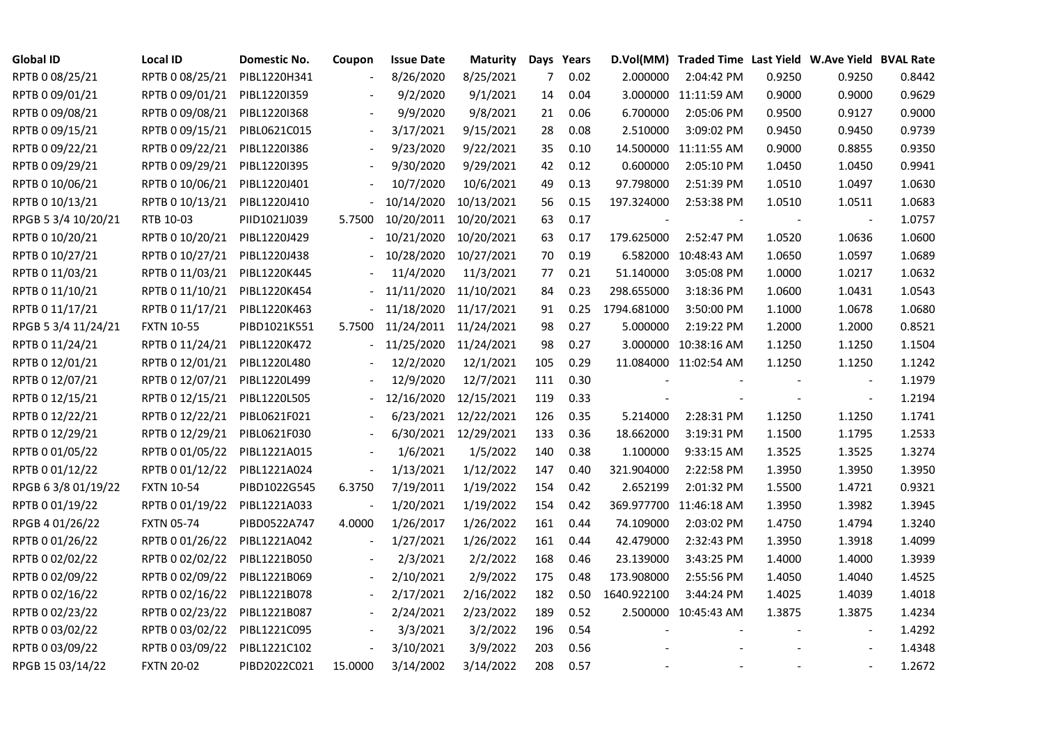| Global ID | Local ID | Domestic No. | Coupon | Issue Date | Maturity | Days | Years | D.Vol(MM) | Traded Time | Last Yield | W.Ave Yield | BVAL Rate |
|---|---|---|---|---|---|---|---|---|---|---|---|---|
| RPTB 0 08/25/21 | RPTB 0 08/25/21 | PIBL1220H341 | - | 8/26/2020 | 8/25/2021 | 7 | 0.02 | 2.000000 | 2:04:42 PM | 0.9250 | 0.9250 | 0.8442 |
| RPTB 0 09/01/21 | RPTB 0 09/01/21 | PIBL1220I359 | - | 9/2/2020 | 9/1/2021 | 14 | 0.04 | 3.000000 | 11:11:59 AM | 0.9000 | 0.9000 | 0.9629 |
| RPTB 0 09/08/21 | RPTB 0 09/08/21 | PIBL1220I368 | - | 9/9/2020 | 9/8/2021 | 21 | 0.06 | 6.700000 | 2:05:06 PM | 0.9500 | 0.9127 | 0.9000 |
| RPTB 0 09/15/21 | RPTB 0 09/15/21 | PIBL0621C015 | - | 3/17/2021 | 9/15/2021 | 28 | 0.08 | 2.510000 | 3:09:02 PM | 0.9450 | 0.9450 | 0.9739 |
| RPTB 0 09/22/21 | RPTB 0 09/22/21 | PIBL1220I386 | - | 9/23/2020 | 9/22/2021 | 35 | 0.10 | 14.500000 | 11:11:55 AM | 0.9000 | 0.8855 | 0.9350 |
| RPTB 0 09/29/21 | RPTB 0 09/29/21 | PIBL1220I395 | - | 9/30/2020 | 9/29/2021 | 42 | 0.12 | 0.600000 | 2:05:10 PM | 1.0450 | 1.0450 | 0.9941 |
| RPTB 0 10/06/21 | RPTB 0 10/06/21 | PIBL1220J401 | - | 10/7/2020 | 10/6/2021 | 49 | 0.13 | 97.798000 | 2:51:39 PM | 1.0510 | 1.0497 | 1.0630 |
| RPTB 0 10/13/21 | RPTB 0 10/13/21 | PIBL1220J410 | - | 10/14/2020 | 10/13/2021 | 56 | 0.15 | 197.324000 | 2:53:38 PM | 1.0510 | 1.0511 | 1.0683 |
| RPGB 5 3/4 10/20/21 | RTB 10-03 | PIID1021J039 | 5.7500 | 10/20/2011 | 10/20/2021 | 63 | 0.17 | - | - | - | - | 1.0757 |
| RPTB 0 10/20/21 | RPTB 0 10/20/21 | PIBL1220J429 | - | 10/21/2020 | 10/20/2021 | 63 | 0.17 | 179.625000 | 2:52:47 PM | 1.0520 | 1.0636 | 1.0600 |
| RPTB 0 10/27/21 | RPTB 0 10/27/21 | PIBL1220J438 | - | 10/28/2020 | 10/27/2021 | 70 | 0.19 | 6.582000 | 10:48:43 AM | 1.0650 | 1.0597 | 1.0689 |
| RPTB 0 11/03/21 | RPTB 0 11/03/21 | PIBL1220K445 | - | 11/4/2020 | 11/3/2021 | 77 | 0.21 | 51.140000 | 3:05:08 PM | 1.0000 | 1.0217 | 1.0632 |
| RPTB 0 11/10/21 | RPTB 0 11/10/21 | PIBL1220K454 | - | 11/11/2020 | 11/10/2021 | 84 | 0.23 | 298.655000 | 3:18:36 PM | 1.0600 | 1.0431 | 1.0543 |
| RPTB 0 11/17/21 | RPTB 0 11/17/21 | PIBL1220K463 | - | 11/18/2020 | 11/17/2021 | 91 | 0.25 | 1794.681000 | 3:50:00 PM | 1.1000 | 1.0678 | 1.0680 |
| RPGB 5 3/4 11/24/21 | FXTN 10-55 | PIBD1021K551 | 5.7500 | 11/24/2011 | 11/24/2021 | 98 | 0.27 | 5.000000 | 2:19:22 PM | 1.2000 | 1.2000 | 0.8521 |
| RPTB 0 11/24/21 | RPTB 0 11/24/21 | PIBL1220K472 | - | 11/25/2020 | 11/24/2021 | 98 | 0.27 | 3.000000 | 10:38:16 AM | 1.1250 | 1.1250 | 1.1504 |
| RPTB 0 12/01/21 | RPTB 0 12/01/21 | PIBL1220L480 | - | 12/2/2020 | 12/1/2021 | 105 | 0.29 | 11.084000 | 11:02:54 AM | 1.1250 | 1.1250 | 1.1242 |
| RPTB 0 12/07/21 | RPTB 0 12/07/21 | PIBL1220L499 | - | 12/9/2020 | 12/7/2021 | 111 | 0.30 | - | - | - | - | 1.1979 |
| RPTB 0 12/15/21 | RPTB 0 12/15/21 | PIBL1220L505 | - | 12/16/2020 | 12/15/2021 | 119 | 0.33 | - | - | - | - | 1.2194 |
| RPTB 0 12/22/21 | RPTB 0 12/22/21 | PIBL0621F021 | - | 6/23/2021 | 12/22/2021 | 126 | 0.35 | 5.214000 | 2:28:31 PM | 1.1250 | 1.1250 | 1.1741 |
| RPTB 0 12/29/21 | RPTB 0 12/29/21 | PIBL0621F030 | - | 6/30/2021 | 12/29/2021 | 133 | 0.36 | 18.662000 | 3:19:31 PM | 1.1500 | 1.1795 | 1.2533 |
| RPTB 0 01/05/22 | RPTB 0 01/05/22 | PIBL1221A015 | - | 1/6/2021 | 1/5/2022 | 140 | 0.38 | 1.100000 | 9:33:15 AM | 1.3525 | 1.3525 | 1.3274 |
| RPTB 0 01/12/22 | RPTB 0 01/12/22 | PIBL1221A024 | - | 1/13/2021 | 1/12/2022 | 147 | 0.40 | 321.904000 | 2:22:58 PM | 1.3950 | 1.3950 | 1.3950 |
| RPGB 6 3/8 01/19/22 | FXTN 10-54 | PIBD1022G545 | 6.3750 | 7/19/2011 | 1/19/2022 | 154 | 0.42 | 2.652199 | 2:01:32 PM | 1.5500 | 1.4721 | 0.9321 |
| RPTB 0 01/19/22 | RPTB 0 01/19/22 | PIBL1221A033 | - | 1/20/2021 | 1/19/2022 | 154 | 0.42 | 369.977700 | 11:46:18 AM | 1.3950 | 1.3982 | 1.3945 |
| RPGB 4 01/26/22 | FXTN 05-74 | PIBD0522A747 | 4.0000 | 1/26/2017 | 1/26/2022 | 161 | 0.44 | 74.109000 | 2:03:02 PM | 1.4750 | 1.4794 | 1.3240 |
| RPTB 0 01/26/22 | RPTB 0 01/26/22 | PIBL1221A042 | - | 1/27/2021 | 1/26/2022 | 161 | 0.44 | 42.479000 | 2:32:43 PM | 1.3950 | 1.3918 | 1.4099 |
| RPTB 0 02/02/22 | RPTB 0 02/02/22 | PIBL1221B050 | - | 2/3/2021 | 2/2/2022 | 168 | 0.46 | 23.139000 | 3:43:25 PM | 1.4000 | 1.4000 | 1.3939 |
| RPTB 0 02/09/22 | RPTB 0 02/09/22 | PIBL1221B069 | - | 2/10/2021 | 2/9/2022 | 175 | 0.48 | 173.908000 | 2:55:56 PM | 1.4050 | 1.4040 | 1.4525 |
| RPTB 0 02/16/22 | RPTB 0 02/16/22 | PIBL1221B078 | - | 2/17/2021 | 2/16/2022 | 182 | 0.50 | 1640.922100 | 3:44:24 PM | 1.4025 | 1.4039 | 1.4018 |
| RPTB 0 02/23/22 | RPTB 0 02/23/22 | PIBL1221B087 | - | 2/24/2021 | 2/23/2022 | 189 | 0.52 | 2.500000 | 10:45:43 AM | 1.3875 | 1.3875 | 1.4234 |
| RPTB 0 03/02/22 | RPTB 0 03/02/22 | PIBL1221C095 | - | 3/3/2021 | 3/2/2022 | 196 | 0.54 | - | - | - | - | 1.4292 |
| RPTB 0 03/09/22 | RPTB 0 03/09/22 | PIBL1221C102 | - | 3/10/2021 | 3/9/2022 | 203 | 0.56 | - | - | - | - | 1.4348 |
| RPGB 15 03/14/22 | FXTN 20-02 | PIBD2022C021 | 15.0000 | 3/14/2002 | 3/14/2022 | 208 | 0.57 | - | - | - | - | 1.2672 |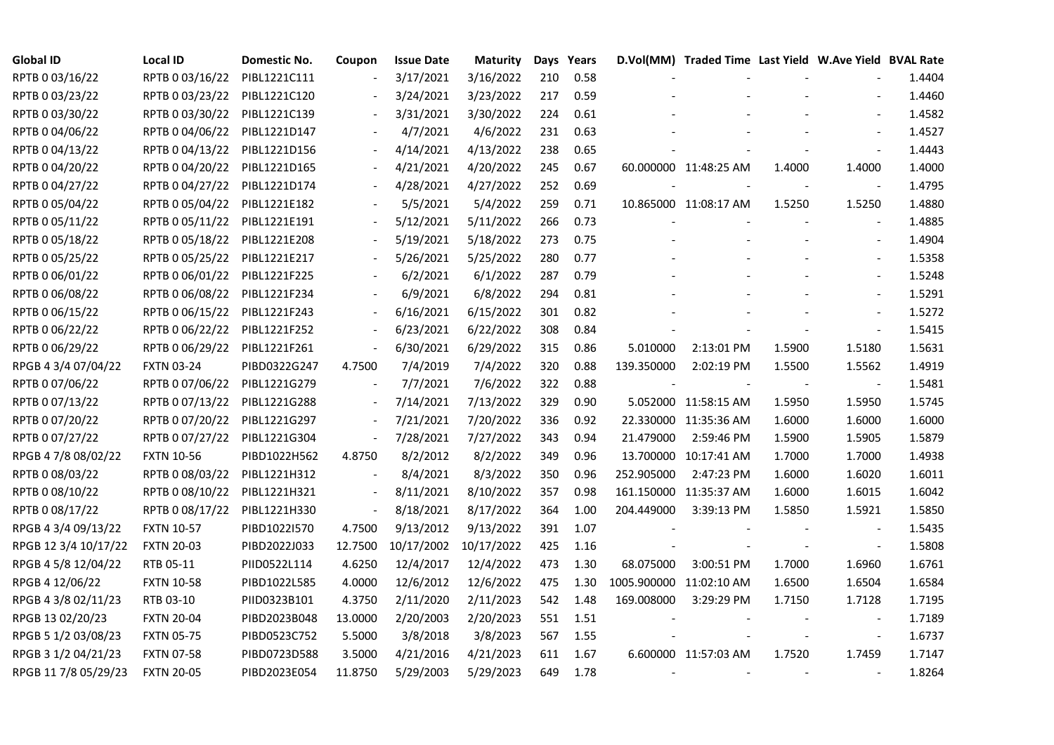| Global ID | Local ID | Domestic No. | Coupon | Issue Date | Maturity | Days | Years | D.Vol(MM) | Traded Time | Last Yield | W.Ave Yield | BVAL Rate |
|---|---|---|---|---|---|---|---|---|---|---|---|---|
| RPTB 0 03/16/22 | RPTB 0 03/16/22 | PIBL1221C111 | - | 3/17/2021 | 3/16/2022 | 210 | 0.58 | - | - | - | - | 1.4404 |
| RPTB 0 03/23/22 | RPTB 0 03/23/22 | PIBL1221C120 | - | 3/24/2021 | 3/23/2022 | 217 | 0.59 | - | - | - | - | 1.4460 |
| RPTB 0 03/30/22 | RPTB 0 03/30/22 | PIBL1221C139 | - | 3/31/2021 | 3/30/2022 | 224 | 0.61 | - | - | - | - | 1.4582 |
| RPTB 0 04/06/22 | RPTB 0 04/06/22 | PIBL1221D147 | - | 4/7/2021 | 4/6/2022 | 231 | 0.63 | - | - | - | - | 1.4527 |
| RPTB 0 04/13/22 | RPTB 0 04/13/22 | PIBL1221D156 | - | 4/14/2021 | 4/13/2022 | 238 | 0.65 | - | - | - | - | 1.4443 |
| RPTB 0 04/20/22 | RPTB 0 04/20/22 | PIBL1221D165 | - | 4/21/2021 | 4/20/2022 | 245 | 0.67 | 60.000000 | 11:48:25 AM | 1.4000 | 1.4000 | 1.4000 |
| RPTB 0 04/27/22 | RPTB 0 04/27/22 | PIBL1221D174 | - | 4/28/2021 | 4/27/2022 | 252 | 0.69 | - | - | - | - | 1.4795 |
| RPTB 0 05/04/22 | RPTB 0 05/04/22 | PIBL1221E182 | - | 5/5/2021 | 5/4/2022 | 259 | 0.71 | 10.865000 | 11:08:17 AM | 1.5250 | 1.5250 | 1.4880 |
| RPTB 0 05/11/22 | RPTB 0 05/11/22 | PIBL1221E191 | - | 5/12/2021 | 5/11/2022 | 266 | 0.73 | - | - | - | - | 1.4885 |
| RPTB 0 05/18/22 | RPTB 0 05/18/22 | PIBL1221E208 | - | 5/19/2021 | 5/18/2022 | 273 | 0.75 | - | - | - | - | 1.4904 |
| RPTB 0 05/25/22 | RPTB 0 05/25/22 | PIBL1221E217 | - | 5/26/2021 | 5/25/2022 | 280 | 0.77 | - | - | - | - | 1.5358 |
| RPTB 0 06/01/22 | RPTB 0 06/01/22 | PIBL1221F225 | - | 6/2/2021 | 6/1/2022 | 287 | 0.79 | - | - | - | - | 1.5248 |
| RPTB 0 06/08/22 | RPTB 0 06/08/22 | PIBL1221F234 | - | 6/9/2021 | 6/8/2022 | 294 | 0.81 | - | - | - | - | 1.5291 |
| RPTB 0 06/15/22 | RPTB 0 06/15/22 | PIBL1221F243 | - | 6/16/2021 | 6/15/2022 | 301 | 0.82 | - | - | - | - | 1.5272 |
| RPTB 0 06/22/22 | RPTB 0 06/22/22 | PIBL1221F252 | - | 6/23/2021 | 6/22/2022 | 308 | 0.84 | - | - | - | - | 1.5415 |
| RPTB 0 06/29/22 | RPTB 0 06/29/22 | PIBL1221F261 | - | 6/30/2021 | 6/29/2022 | 315 | 0.86 | 5.010000 | 2:13:01 PM | 1.5900 | 1.5180 | 1.5631 |
| RPGB 4 3/4 07/04/22 | FXTN 03-24 | PIBD0322G247 | 4.7500 | 7/4/2019 | 7/4/2022 | 320 | 0.88 | 139.350000 | 2:02:19 PM | 1.5500 | 1.5562 | 1.4919 |
| RPTB 0 07/06/22 | RPTB 0 07/06/22 | PIBL1221G279 | - | 7/7/2021 | 7/6/2022 | 322 | 0.88 | - | - | - | - | 1.5481 |
| RPTB 0 07/13/22 | RPTB 0 07/13/22 | PIBL1221G288 | - | 7/14/2021 | 7/13/2022 | 329 | 0.90 | 5.052000 | 11:58:15 AM | 1.5950 | 1.5950 | 1.5745 |
| RPTB 0 07/20/22 | RPTB 0 07/20/22 | PIBL1221G297 | - | 7/21/2021 | 7/20/2022 | 336 | 0.92 | 22.330000 | 11:35:36 AM | 1.6000 | 1.6000 | 1.6000 |
| RPTB 0 07/27/22 | RPTB 0 07/27/22 | PIBL1221G304 | - | 7/28/2021 | 7/27/2022 | 343 | 0.94 | 21.479000 | 2:59:46 PM | 1.5900 | 1.5905 | 1.5879 |
| RPGB 4 7/8 08/02/22 | FXTN 10-56 | PIBD1022H562 | 4.8750 | 8/2/2012 | 8/2/2022 | 349 | 0.96 | 13.700000 | 10:17:41 AM | 1.7000 | 1.7000 | 1.4938 |
| RPTB 0 08/03/22 | RPTB 0 08/03/22 | PIBL1221H312 | - | 8/4/2021 | 8/3/2022 | 350 | 0.96 | 252.905000 | 2:47:23 PM | 1.6000 | 1.6020 | 1.6011 |
| RPTB 0 08/10/22 | RPTB 0 08/10/22 | PIBL1221H321 | - | 8/11/2021 | 8/10/2022 | 357 | 0.98 | 161.150000 | 11:35:37 AM | 1.6000 | 1.6015 | 1.6042 |
| RPTB 0 08/17/22 | RPTB 0 08/17/22 | PIBL1221H330 | - | 8/18/2021 | 8/17/2022 | 364 | 1.00 | 204.449000 | 3:39:13 PM | 1.5850 | 1.5921 | 1.5850 |
| RPGB 4 3/4 09/13/22 | FXTN 10-57 | PIBD1022I570 | 4.7500 | 9/13/2012 | 9/13/2022 | 391 | 1.07 | - | - | - | - | 1.5435 |
| RPGB 12 3/4 10/17/22 | FXTN 20-03 | PIBD2022J033 | 12.7500 | 10/17/2002 | 10/17/2022 | 425 | 1.16 | - | - | - | - | 1.5808 |
| RPGB 4 5/8 12/04/22 | RTB 05-11 | PIID0522L114 | 4.6250 | 12/4/2017 | 12/4/2022 | 473 | 1.30 | 68.075000 | 3:00:51 PM | 1.7000 | 1.6960 | 1.6761 |
| RPGB 4 12/06/22 | FXTN 10-58 | PIBD1022L585 | 4.0000 | 12/6/2012 | 12/6/2022 | 475 | 1.30 | 1005.900000 | 11:02:10 AM | 1.6500 | 1.6504 | 1.6584 |
| RPGB 4 3/8 02/11/23 | RTB 03-10 | PIID0323B101 | 4.3750 | 2/11/2020 | 2/11/2023 | 542 | 1.48 | 169.008000 | 3:29:29 PM | 1.7150 | 1.7128 | 1.7195 |
| RPGB 13 02/20/23 | FXTN 20-04 | PIBD2023B048 | 13.0000 | 2/20/2003 | 2/20/2023 | 551 | 1.51 | - | - | - | - | 1.7189 |
| RPGB 5 1/2 03/08/23 | FXTN 05-75 | PIBD0523C752 | 5.5000 | 3/8/2018 | 3/8/2023 | 567 | 1.55 | - | - | - | - | 1.6737 |
| RPGB 3 1/2 04/21/23 | FXTN 07-58 | PIBD0723D588 | 3.5000 | 4/21/2016 | 4/21/2023 | 611 | 1.67 | 6.600000 | 11:57:03 AM | 1.7520 | 1.7459 | 1.7147 |
| RPGB 11 7/8 05/29/23 | FXTN 20-05 | PIBD2023E054 | 11.8750 | 5/29/2003 | 5/29/2023 | 649 | 1.78 | - | - | - | - | 1.8264 |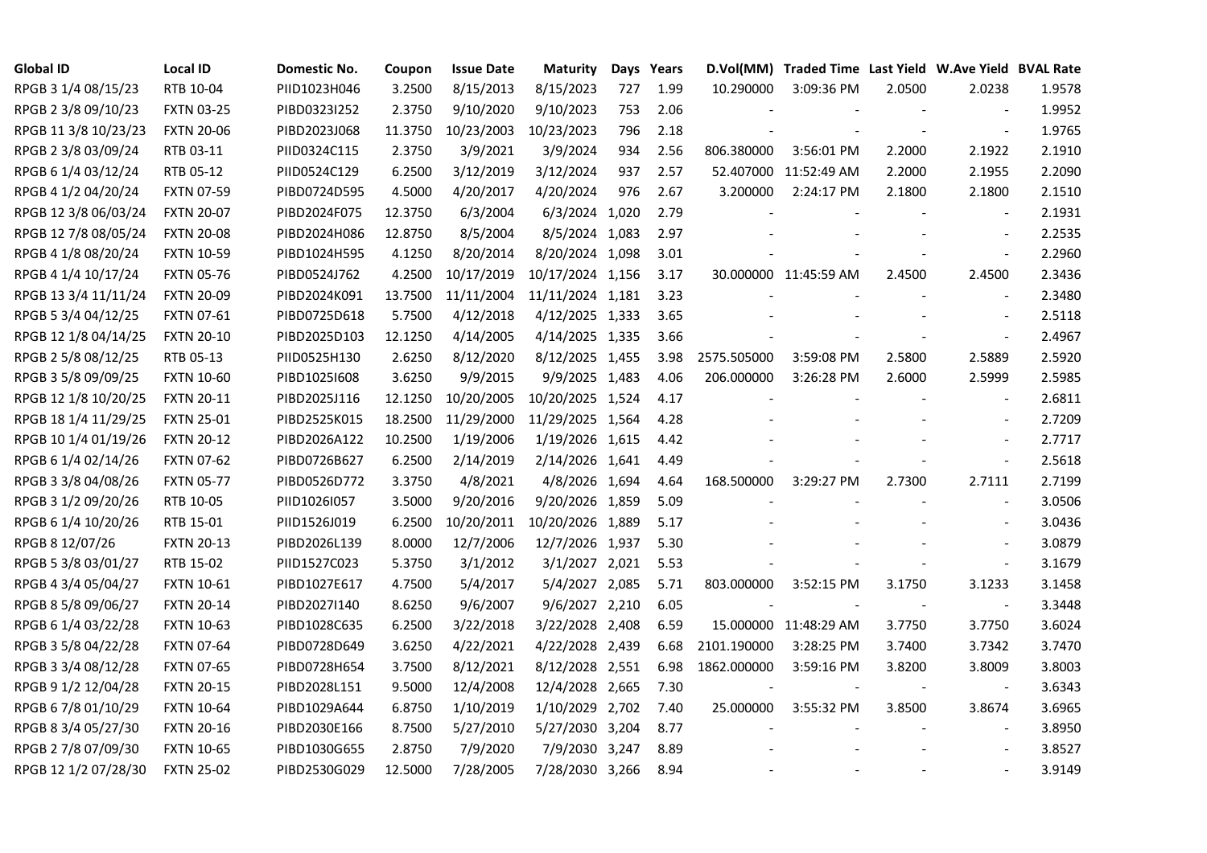| Global ID | Local ID | Domestic No. | Coupon | Issue Date | Maturity | Days | Years | D.Vol(MM) | Traded Time | Last Yield | W.Ave Yield | BVAL Rate |
|---|---|---|---|---|---|---|---|---|---|---|---|---|
| RPGB 3 1/4 08/15/23 | RTB 10-04 | PIID1023H046 | 3.2500 | 8/15/2013 | 8/15/2023 | 727 | 1.99 | 10.290000 | 3:09:36 PM | 2.0500 | 2.0238 | 1.9578 |
| RPGB 2 3/8 09/10/23 | FXTN 03-25 | PIBD0323I252 | 2.3750 | 9/10/2020 | 9/10/2023 | 753 | 2.06 | - | - | - | - | 1.9952 |
| RPGB 11 3/8 10/23/23 | FXTN 20-06 | PIBD2023J068 | 11.3750 | 10/23/2003 | 10/23/2023 | 796 | 2.18 | - | - | - | - | 1.9765 |
| RPGB 2 3/8 03/09/24 | RTB 03-11 | PIID0324C115 | 2.3750 | 3/9/2021 | 3/9/2024 | 934 | 2.56 | 806.380000 | 3:56:01 PM | 2.2000 | 2.1922 | 2.1910 |
| RPGB 6 1/4 03/12/24 | RTB 05-12 | PIID0524C129 | 6.2500 | 3/12/2019 | 3/12/2024 | 937 | 2.57 | 52.407000 | 11:52:49 AM | 2.2000 | 2.1955 | 2.2090 |
| RPGB 4 1/2 04/20/24 | FXTN 07-59 | PIBD0724D595 | 4.5000 | 4/20/2017 | 4/20/2024 | 976 | 2.67 | 3.200000 | 2:24:17 PM | 2.1800 | 2.1800 | 2.1510 |
| RPGB 12 3/8 06/03/24 | FXTN 20-07 | PIBD2024F075 | 12.3750 | 6/3/2004 | 6/3/2024 | 1,020 | 2.79 | - | - | - | - | 2.1931 |
| RPGB 12 7/8 08/05/24 | FXTN 20-08 | PIBD2024H086 | 12.8750 | 8/5/2004 | 8/5/2024 | 1,083 | 2.97 | - | - | - | - | 2.2535 |
| RPGB 4 1/8 08/20/24 | FXTN 10-59 | PIBD1024H595 | 4.1250 | 8/20/2014 | 8/20/2024 | 1,098 | 3.01 | - | - | - | - | 2.2960 |
| RPGB 4 1/4 10/17/24 | FXTN 05-76 | PIBD0524J762 | 4.2500 | 10/17/2019 | 10/17/2024 | 1,156 | 3.17 | 30.000000 | 11:45:59 AM | 2.4500 | 2.4500 | 2.3436 |
| RPGB 13 3/4 11/11/24 | FXTN 20-09 | PIBD2024K091 | 13.7500 | 11/11/2004 | 11/11/2024 | 1,181 | 3.23 | - | - | - | - | 2.3480 |
| RPGB 5 3/4 04/12/25 | FXTN 07-61 | PIBD0725D618 | 5.7500 | 4/12/2018 | 4/12/2025 | 1,333 | 3.65 | - | - | - | - | 2.5118 |
| RPGB 12 1/8 04/14/25 | FXTN 20-10 | PIBD2025D103 | 12.1250 | 4/14/2005 | 4/14/2025 | 1,335 | 3.66 | - | - | - | - | 2.4967 |
| RPGB 2 5/8 08/12/25 | RTB 05-13 | PIID0525H130 | 2.6250 | 8/12/2020 | 8/12/2025 | 1,455 | 3.98 | 2575.505000 | 3:59:08 PM | 2.5800 | 2.5889 | 2.5920 |
| RPGB 3 5/8 09/09/25 | FXTN 10-60 | PIBD1025I608 | 3.6250 | 9/9/2015 | 9/9/2025 | 1,483 | 4.06 | 206.000000 | 3:26:28 PM | 2.6000 | 2.5999 | 2.5985 |
| RPGB 12 1/8 10/20/25 | FXTN 20-11 | PIBD2025J116 | 12.1250 | 10/20/2005 | 10/20/2025 | 1,524 | 4.17 | - | - | - | - | 2.6811 |
| RPGB 18 1/4 11/29/25 | FXTN 25-01 | PIBD2525K015 | 18.2500 | 11/29/2000 | 11/29/2025 | 1,564 | 4.28 | - | - | - | - | 2.7209 |
| RPGB 10 1/4 01/19/26 | FXTN 20-12 | PIBD2026A122 | 10.2500 | 1/19/2006 | 1/19/2026 | 1,615 | 4.42 | - | - | - | - | 2.7717 |
| RPGB 6 1/4 02/14/26 | FXTN 07-62 | PIBD0726B627 | 6.2500 | 2/14/2019 | 2/14/2026 | 1,641 | 4.49 | - | - | - | - | 2.5618 |
| RPGB 3 3/8 04/08/26 | FXTN 05-77 | PIBD0526D772 | 3.3750 | 4/8/2021 | 4/8/2026 | 1,694 | 4.64 | 168.500000 | 3:29:27 PM | 2.7300 | 2.7111 | 2.7199 |
| RPGB 3 1/2 09/20/26 | RTB 10-05 | PIID1026I057 | 3.5000 | 9/20/2016 | 9/20/2026 | 1,859 | 5.09 | - | - | - | - | 3.0506 |
| RPGB 6 1/4 10/20/26 | RTB 15-01 | PIID1526J019 | 6.2500 | 10/20/2011 | 10/20/2026 | 1,889 | 5.17 | - | - | - | - | 3.0436 |
| RPGB 8 12/07/26 | FXTN 20-13 | PIBD2026L139 | 8.0000 | 12/7/2006 | 12/7/2026 | 1,937 | 5.30 | - | - | - | - | 3.0879 |
| RPGB 5 3/8 03/01/27 | RTB 15-02 | PIID1527C023 | 5.3750 | 3/1/2012 | 3/1/2027 | 2,021 | 5.53 | - | - | - | - | 3.1679 |
| RPGB 4 3/4 05/04/27 | FXTN 10-61 | PIBD1027E617 | 4.7500 | 5/4/2017 | 5/4/2027 | 2,085 | 5.71 | 803.000000 | 3:52:15 PM | 3.1750 | 3.1233 | 3.1458 |
| RPGB 8 5/8 09/06/27 | FXTN 20-14 | PIBD2027I140 | 8.6250 | 9/6/2007 | 9/6/2027 | 2,210 | 6.05 | - | - | - | - | 3.3448 |
| RPGB 6 1/4 03/22/28 | FXTN 10-63 | PIBD1028C635 | 6.2500 | 3/22/2018 | 3/22/2028 | 2,408 | 6.59 | 15.000000 | 11:48:29 AM | 3.7750 | 3.7750 | 3.6024 |
| RPGB 3 5/8 04/22/28 | FXTN 07-64 | PIBD0728D649 | 3.6250 | 4/22/2021 | 4/22/2028 | 2,439 | 6.68 | 2101.190000 | 3:28:25 PM | 3.7400 | 3.7342 | 3.7470 |
| RPGB 3 3/4 08/12/28 | FXTN 07-65 | PIBD0728H654 | 3.7500 | 8/12/2021 | 8/12/2028 | 2,551 | 6.98 | 1862.000000 | 3:59:16 PM | 3.8200 | 3.8009 | 3.8003 |
| RPGB 9 1/2 12/04/28 | FXTN 20-15 | PIBD2028L151 | 9.5000 | 12/4/2008 | 12/4/2028 | 2,665 | 7.30 | - | - | - | - | 3.6343 |
| RPGB 6 7/8 01/10/29 | FXTN 10-64 | PIBD1029A644 | 6.8750 | 1/10/2019 | 1/10/2029 | 2,702 | 7.40 | 25.000000 | 3:55:32 PM | 3.8500 | 3.8674 | 3.6965 |
| RPGB 8 3/4 05/27/30 | FXTN 20-16 | PIBD2030E166 | 8.7500 | 5/27/2010 | 5/27/2030 | 3,204 | 8.77 | - | - | - | - | 3.8950 |
| RPGB 2 7/8 07/09/30 | FXTN 10-65 | PIBD1030G655 | 2.8750 | 7/9/2020 | 7/9/2030 | 3,247 | 8.89 | - | - | - | - | 3.8527 |
| RPGB 12 1/2 07/28/30 | FXTN 25-02 | PIBD2530G029 | 12.5000 | 7/28/2005 | 7/28/2030 | 3,266 | 8.94 | - | - | - | - | 3.9149 |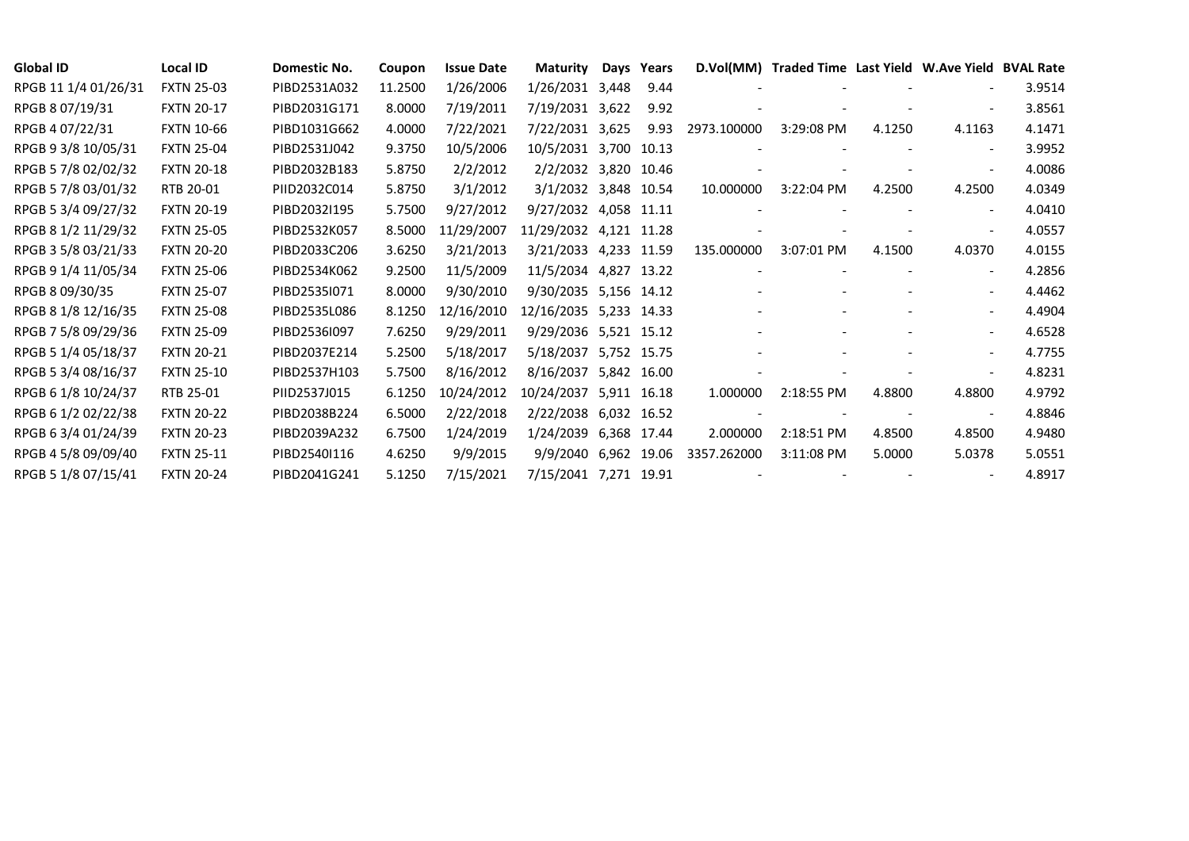| Global ID | Local ID | Domestic No. | Coupon | Issue Date | Maturity | Days | Years | D.Vol(MM) | Traded Time | Last Yield | W.Ave Yield | BVAL Rate |
|---|---|---|---|---|---|---|---|---|---|---|---|---|
| RPGB 11 1/4 01/26/31 | FXTN 25-03 | PIBD2531A032 | 11.2500 | 1/26/2006 | 1/26/2031 | 3,448 | 9.44 | - | - | - | - | 3.9514 |
| RPGB 8 07/19/31 | FXTN 20-17 | PIBD2031G171 | 8.0000 | 7/19/2011 | 7/19/2031 | 3,622 | 9.92 | - | - | - | - | 3.8561 |
| RPGB 4 07/22/31 | FXTN 10-66 | PIBD1031G662 | 4.0000 | 7/22/2021 | 7/22/2031 | 3,625 | 9.93 | 2973.100000 | 3:29:08 PM | 4.1250 | 4.1163 | 4.1471 |
| RPGB 9 3/8 10/05/31 | FXTN 25-04 | PIBD2531J042 | 9.3750 | 10/5/2006 | 10/5/2031 | 3,700 | 10.13 | - | - | - | - | 3.9952 |
| RPGB 5 7/8 02/02/32 | FXTN 20-18 | PIBD2032B183 | 5.8750 | 2/2/2012 | 2/2/2032 | 3,820 | 10.46 | - | - | - | - | 4.0086 |
| RPGB 5 7/8 03/01/32 | RTB 20-01 | PIID2032C014 | 5.8750 | 3/1/2012 | 3/1/2032 | 3,848 | 10.54 | 10.000000 | 3:22:04 PM | 4.2500 | 4.2500 | 4.0349 |
| RPGB 5 3/4 09/27/32 | FXTN 20-19 | PIBD2032I195 | 5.7500 | 9/27/2012 | 9/27/2032 | 4,058 | 11.11 | - | - | - | - | 4.0410 |
| RPGB 8 1/2 11/29/32 | FXTN 25-05 | PIBD2532K057 | 8.5000 | 11/29/2007 | 11/29/2032 | 4,121 | 11.28 | - | - | - | - | 4.0557 |
| RPGB 3 5/8 03/21/33 | FXTN 20-20 | PIBD2033C206 | 3.6250 | 3/21/2013 | 3/21/2033 | 4,233 | 11.59 | 135.000000 | 3:07:01 PM | 4.1500 | 4.0370 | 4.0155 |
| RPGB 9 1/4 11/05/34 | FXTN 25-06 | PIBD2534K062 | 9.2500 | 11/5/2009 | 11/5/2034 | 4,827 | 13.22 | - | - | - | - | 4.2856 |
| RPGB 8 09/30/35 | FXTN 25-07 | PIBD2535I071 | 8.0000 | 9/30/2010 | 9/30/2035 | 5,156 | 14.12 | - | - | - | - | 4.4462 |
| RPGB 8 1/8 12/16/35 | FXTN 25-08 | PIBD2535L086 | 8.1250 | 12/16/2010 | 12/16/2035 | 5,233 | 14.33 | - | - | - | - | 4.4904 |
| RPGB 7 5/8 09/29/36 | FXTN 25-09 | PIBD2536I097 | 7.6250 | 9/29/2011 | 9/29/2036 | 5,521 | 15.12 | - | - | - | - | 4.6528 |
| RPGB 5 1/4 05/18/37 | FXTN 20-21 | PIBD2037E214 | 5.2500 | 5/18/2017 | 5/18/2037 | 5,752 | 15.75 | - | - | - | - | 4.7755 |
| RPGB 5 3/4 08/16/37 | FXTN 25-10 | PIBD2537H103 | 5.7500 | 8/16/2012 | 8/16/2037 | 5,842 | 16.00 | - | - | - | - | 4.8231 |
| RPGB 6 1/8 10/24/37 | RTB 25-01 | PIID2537J015 | 6.1250 | 10/24/2012 | 10/24/2037 | 5,911 | 16.18 | 1.000000 | 2:18:55 PM | 4.8800 | 4.8800 | 4.9792 |
| RPGB 6 1/2 02/22/38 | FXTN 20-22 | PIBD2038B224 | 6.5000 | 2/22/2018 | 2/22/2038 | 6,032 | 16.52 | - | - | - | - | 4.8846 |
| RPGB 6 3/4 01/24/39 | FXTN 20-23 | PIBD2039A232 | 6.7500 | 1/24/2019 | 1/24/2039 | 6,368 | 17.44 | 2.000000 | 2:18:51 PM | 4.8500 | 4.8500 | 4.9480 |
| RPGB 4 5/8 09/09/40 | FXTN 25-11 | PIBD2540I116 | 4.6250 | 9/9/2015 | 9/9/2040 | 6,962 | 19.06 | 3357.262000 | 3:11:08 PM | 5.0000 | 5.0378 | 5.0551 |
| RPGB 5 1/8 07/15/41 | FXTN 20-24 | PIBD2041G241 | 5.1250 | 7/15/2021 | 7/15/2041 | 7,271 | 19.91 | - | - | - | - | 4.8917 |